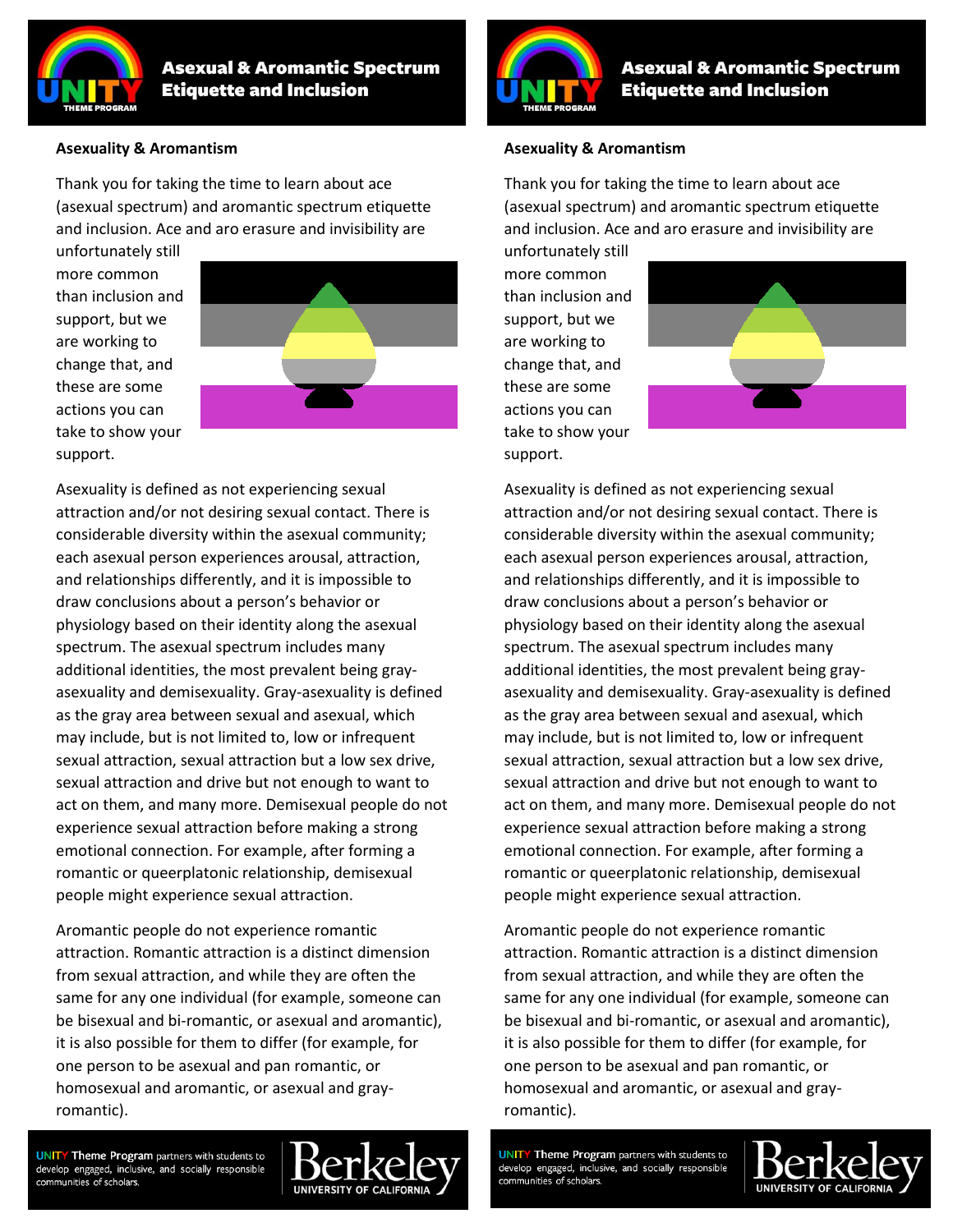# Asexual & Aromantic Spectrum Etiquette and Inclusion

## Asexuality & Aromantism

Thank you for taking the time to learn about ace (asexual spectrum) and aromantic spectrum etiquette and inclusion. Ace and aro erasure and invisibility are unfortunately still more common than inclusion and support, but we are working to change that, and these are some actions you can take to show your support.

Asexuality is defined as not experiencing sexual attraction and/or not desiring sexual contact. There is considerable diversity within the asexual community; each asexual person experiences arousal, attraction, and relationships differently, and it is impossible to draw conclusions about a person's behavior or physiology based on their identity along the asexual spectrum. The asexual spectrum includes many additional identities, the most prevalent being gray-asexuality and demisexuality. Gray-asexuality is defined as the gray area between sexual and asexual, which may include, but is not limited to, low or infrequent sexual attraction, sexual attraction but a low sex drive, sexual attraction and drive but not enough to want to act on them, and many more. Demisexual people do not experience sexual attraction before making a strong emotional connection. For example, after forming a romantic or queerplatonic relationship, demisexual people might experience sexual attraction.

Aromantic people do not experience romantic attraction. Romantic attraction is a distinct dimension from sexual attraction, and while they are often the same for any one individual (for example, someone can be bisexual and bi-romantic, or asexual and aromantic), it is also possible for them to differ (for example, for one person to be asexual and pan romantic, or homosexual and aromantic, or asexual and gray-romantic).

UNITY Theme Program partners with students to develop engaged, inclusive, and socially responsible communities of scholars.

Berkeley UNIVERSITY OF CALIFORNIA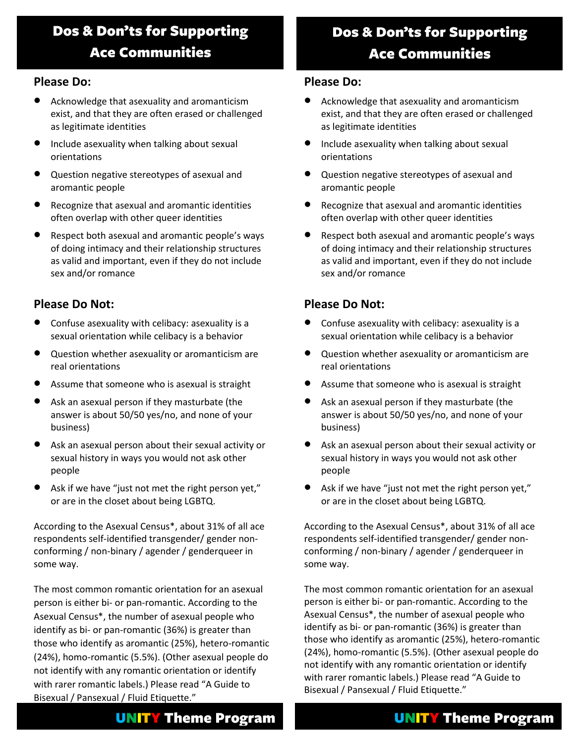# Dos & Don'ts for Supporting Ace Communities

## Please Do:

- Acknowledge that asexuality and aromanticism exist, and that they are often erased or challenged as legitimate identities
- Include asexuality when talking about sexual orientations
- Question negative stereotypes of asexual and aromantic people
- Recognize that asexual and aromantic identities often overlap with other queer identities
- Respect both asexual and aromantic people's ways of doing intimacy and their relationship structures as valid and important, even if they do not include sex and/or romance

## Please Do Not:

- Confuse asexuality with celibacy: asexuality is a sexual orientation while celibacy is a behavior
- Question whether asexuality or aromanticism are real orientations
- Assume that someone who is asexual is straight
- Ask an asexual person if they masturbate (the answer is about 50/50 yes/no, and none of your business)
- Ask an asexual person about their sexual activity or sexual history in ways you would not ask other people
- Ask if we have "just not met the right person yet," or are in the closet about being LGBTQ.

According to the Asexual Census*, about 31% of all ace respondents self-identified transgender/ gender non-conforming / non-binary / agender / genderqueer in some way.

The most common romantic orientation for an asexual person is either bi- or pan-romantic. According to the Asexual Census*, the number of asexual people who identify as bi- or pan-romantic (36%) is greater than those who identify as aromantic (25%), hetero-romantic (24%), homo-romantic (5.5%). (Other asexual people do not identify with any romantic orientation or identify with rarer romantic labels.) Please read "A Guide to Bisexual / Pansexual / Fluid Etiquette."

**UNITY Theme Program**

# Dos & Don'ts for Supporting Ace Communities

## Please Do:

- Acknowledge that asexuality and aromanticism exist, and that they are often erased or challenged as legitimate identities
- Include asexuality when talking about sexual orientations
- Question negative stereotypes of asexual and aromantic people
- Recognize that asexual and aromantic identities often overlap with other queer identities
- Respect both asexual and aromantic people's ways of doing intimacy and their relationship structures as valid and important, even if they do not include sex and/or romance

## Please Do Not:

- Confuse asexuality with celibacy: asexuality is a sexual orientation while celibacy is a behavior
- Question whether asexuality or aromanticism are real orientations
- Assume that someone who is asexual is straight
- Ask an asexual person if they masturbate (the answer is about 50/50 yes/no, and none of your business)
- Ask an asexual person about their sexual activity or sexual history in ways you would not ask other people
- Ask if we have "just not met the right person yet," or are in the closet about being LGBTQ.

According to the Asexual Census*, about 31% of all ace respondents self-identified transgender/ gender non-conforming / non-binary / agender / genderqueer in some way.

The most common romantic orientation for an asexual person is either bi- or pan-romantic. According to the Asexual Census*, the number of asexual people who identify as bi- or pan-romantic (36%) is greater than those who identify as aromantic (25%), hetero-romantic (24%), homo-romantic (5.5%). (Other asexual people do not identify with any romantic orientation or identify with rarer romantic labels.) Please read "A Guide to Bisexual / Pansexual / Fluid Etiquette."

**UNITY Theme Program**